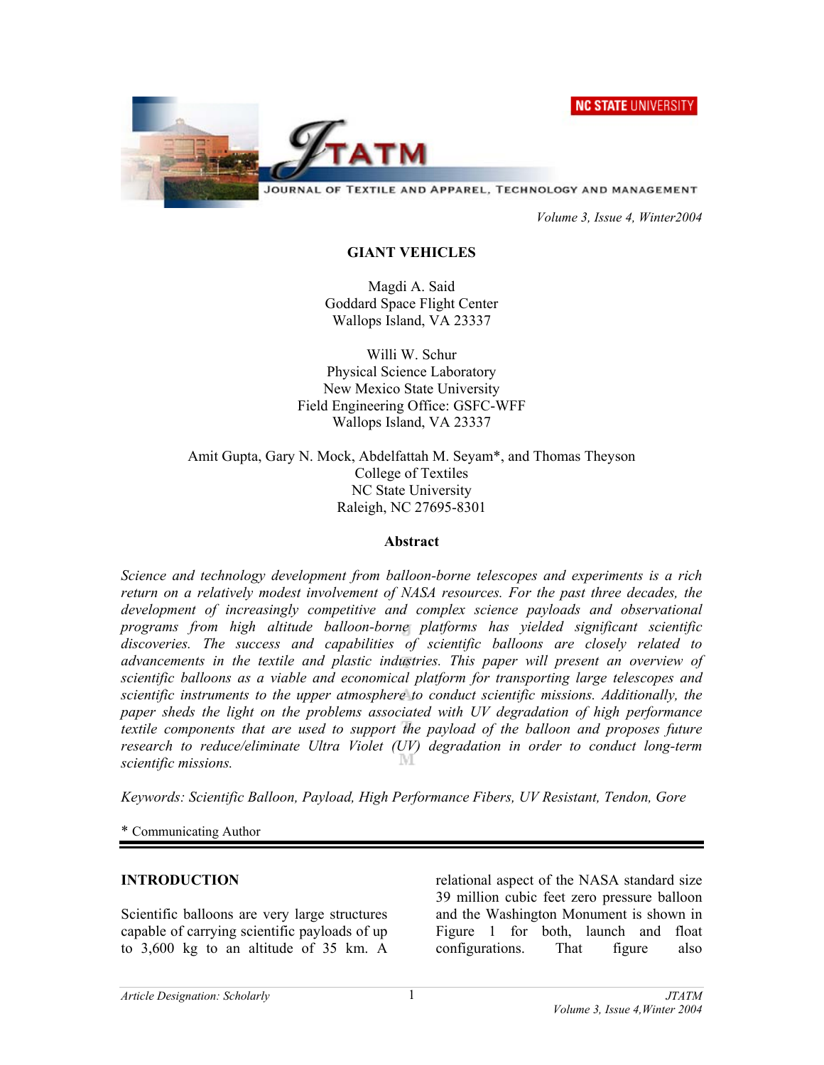# GIANT VEHICLES

Magdi A. Said
Goddard Space Flight Center
Wallops Island, VA 23337

Willi W. Schur
Physical Science Laboratory
New Mexico State University
Field Engineering Office: GSFC-WFF
Wallops Island, VA 23337

Amit Gupta, Gary N. Mock, Abdelfattah M. Seyam*, and Thomas Theyson
College of Textiles
NC State University
Raleigh, NC 27695-8301

## Abstract

*Science and technology development from balloon-borne telescopes and experiments is a rich return on a relatively modest involvement of NASA resources. For the past three decades, the development of increasingly competitive and complex science payloads and observational programs from high altitude balloon-borne platforms has yielded significant scientific discoveries. The success and capabilities of scientific balloons are closely related to advancements in the textile and plastic industries. This paper will present an overview of scientific balloons as a viable and economical platform for transporting large telescopes and scientific instruments to the upper atmosphere to conduct scientific missions. Additionally, the paper sheds the light on the problems associated with UV degradation of high performance textile components that are used to support the payload of the balloon and proposes future research to reduce/eliminate Ultra Violet (UV) degradation in order to conduct long-term scientific missions.*

*Keywords: Scientific Balloon, Payload, High Performance Fibers, UV Resistant, Tendon, Gore*

\* Communicating Author

## INTRODUCTION

Scientific balloons are very large structures capable of carrying scientific payloads of up to 3,600 kg to an altitude of 35 km. A relational aspect of the NASA standard size 39 million cubic feet zero pressure balloon and the Washington Monument is shown in Figure 1 for both, launch and float configurations. That figure also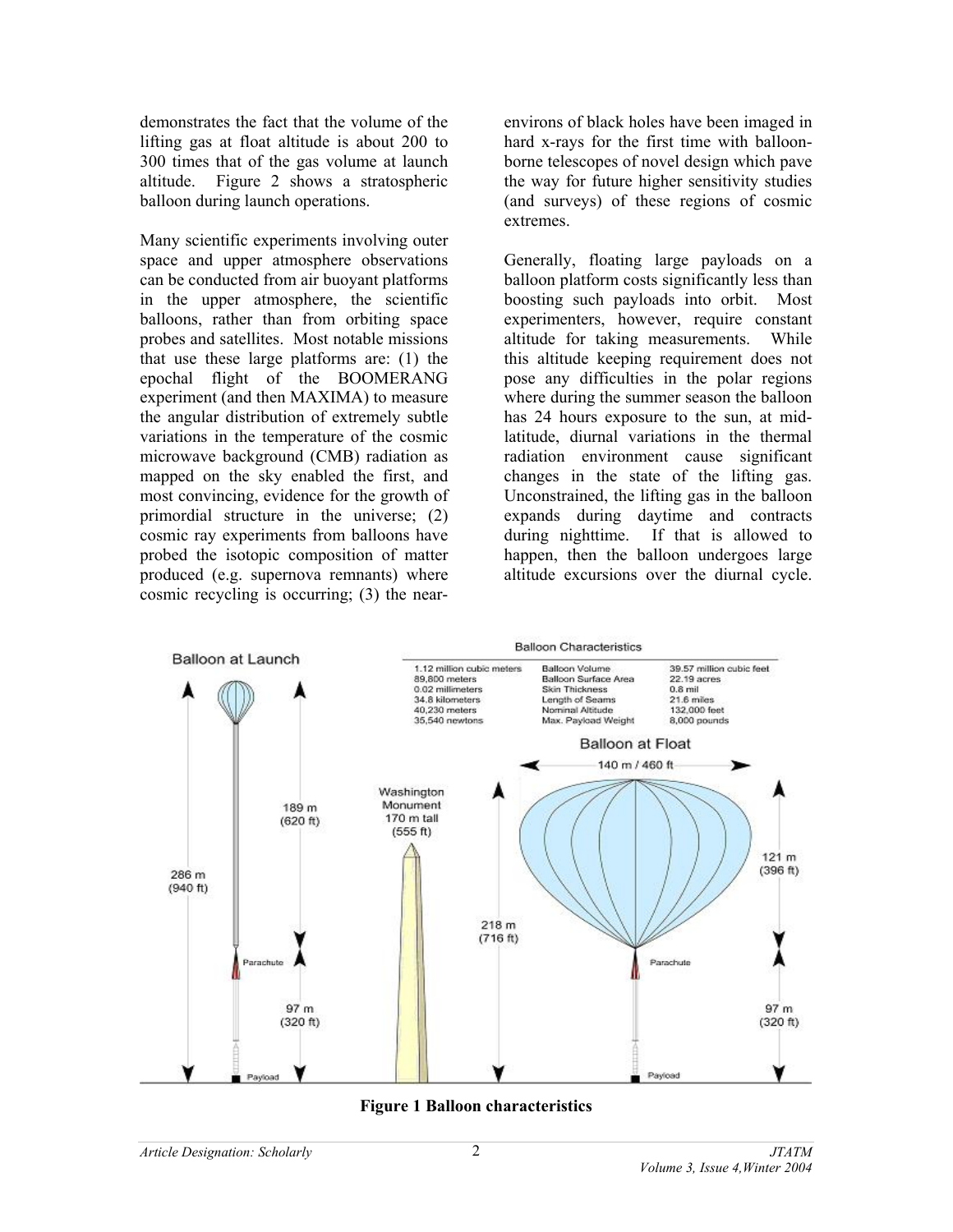demonstrates the fact that the volume of the lifting gas at float altitude is about 200 to 300 times that of the gas volume at launch altitude. Figure 2 shows a stratospheric balloon during launch operations.

Many scientific experiments involving outer space and upper atmosphere observations can be conducted from air buoyant platforms in the upper atmosphere, the scientific balloons, rather than from orbiting space probes and satellites. Most notable missions that use these large platforms are: (1) the epochal flight of the BOOMERANG experiment (and then MAXIMA) to measure the angular distribution of extremely subtle variations in the temperature of the cosmic microwave background (CMB) radiation as mapped on the sky enabled the first, and most convincing, evidence for the growth of primordial structure in the universe; (2) cosmic ray experiments from balloons have probed the isotopic composition of matter produced (e.g. supernova remnants) where cosmic recycling is occurring; (3) the near-environs of black holes have been imaged in hard x-rays for the first time with balloon-borne telescopes of novel design which pave the way for future higher sensitivity studies (and surveys) of these regions of cosmic extremes.

Generally, floating large payloads on a balloon platform costs significantly less than boosting such payloads into orbit. Most experimenters, however, require constant altitude for taking measurements. While this altitude keeping requirement does not pose any difficulties in the polar regions where during the summer season the balloon has 24 hours exposure to the sun, at mid-latitude, diurnal variations in the thermal radiation environment cause significant changes in the state of the lifting gas. Unconstrained, the lifting gas in the balloon expands during daytime and contracts during nighttime. If that is allowed to happen, then the balloon undergoes large altitude excursions over the diurnal cycle.

Balloon Characteristics

| Metric | Characteristic | English |
|---|---|---|
| 1.12 million cubic meters | Balloon Volume | 39.57 million cubic feet |
| 89,800 meters | Balloon Surface Area | 22.19 acres |
| 0.02 millimeters | Skin Thickness | 0.8 mil |
| 34.8 kilometers | Length of Seams | 21.6 miles |
| 40,230 meters | Nominal Altitude | 132,000 feet |
| 35,540 newtons | Max. Payload Weight | 8,000 pounds |

Balloon at Launch: 286 m (940 ft); 189 m (620 ft); 97 m (320 ft); Parachute; Payload

Washington Monument 170 m tall (555 ft)

Balloon at Float: 140 m / 460 ft; 218 m (716 ft); 121 m (396 ft); 97 m (320 ft); Parachute; Payload

**Figure 1 Balloon characteristics**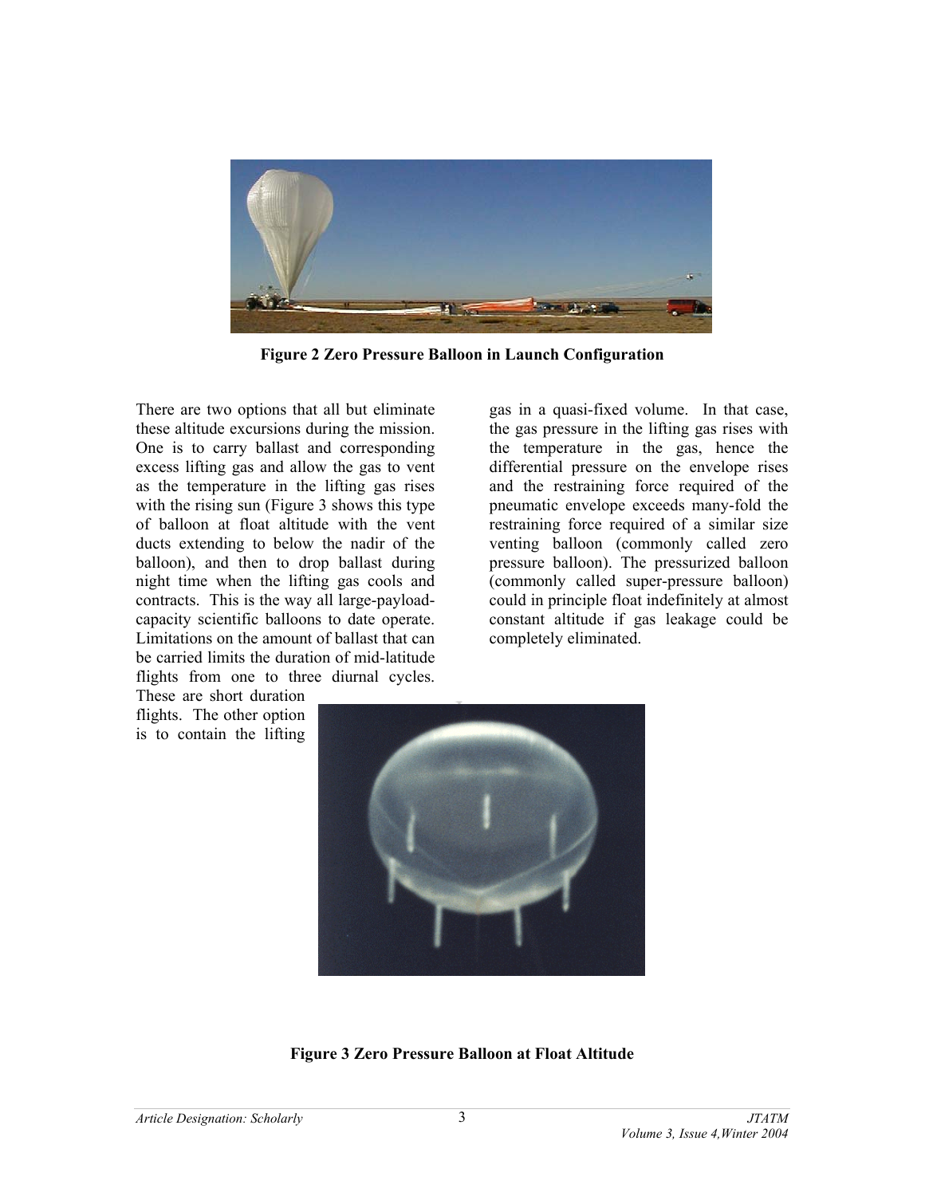**Figure 2 Zero Pressure Balloon in Launch Configuration**

There are two options that all but eliminate these altitude excursions during the mission. One is to carry ballast and corresponding excess lifting gas and allow the gas to vent as the temperature in the lifting gas rises with the rising sun (Figure 3 shows this type of balloon at float altitude with the vent ducts extending to below the nadir of the balloon), and then to drop ballast during night time when the lifting gas cools and contracts. This is the way all large-payload-capacity scientific balloons to date operate. Limitations on the amount of ballast that can be carried limits the duration of mid-latitude flights from one to three diurnal cycles. These are short duration flights. The other option is to contain the lifting gas in a quasi-fixed volume. In that case, the gas pressure in the lifting gas rises with the temperature in the gas, hence the differential pressure on the envelope rises and the restraining force required of the pneumatic envelope exceeds many-fold the restraining force required of a similar size venting balloon (commonly called zero pressure balloon). The pressurized balloon (commonly called super-pressure balloon) could in principle float indefinitely at almost constant altitude if gas leakage could be completely eliminated.

**Figure 3 Zero Pressure Balloon at Float Altitude**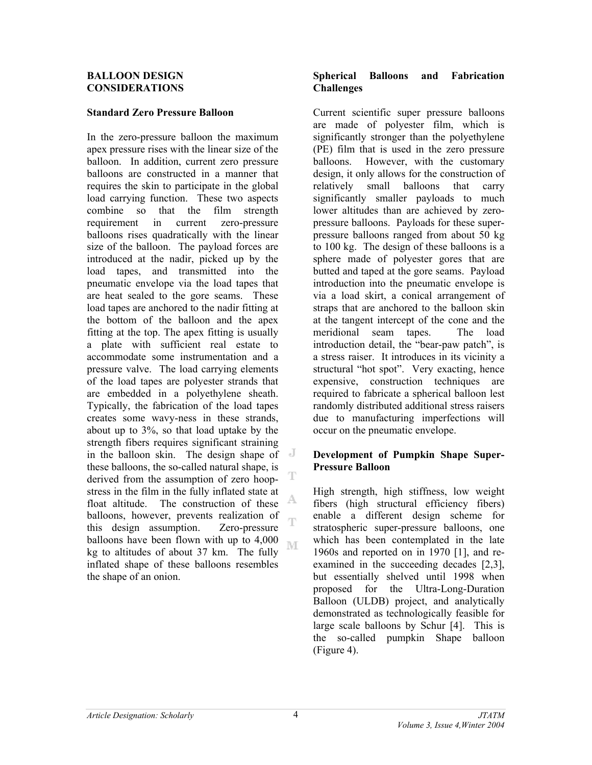## BALLOON DESIGN CONSIDERATIONS

### Standard Zero Pressure Balloon

In the zero-pressure balloon the maximum apex pressure rises with the linear size of the balloon. In addition, current zero pressure balloons are constructed in a manner that requires the skin to participate in the global load carrying function. These two aspects combine so that the film strength requirement in current zero-pressure balloons rises quadratically with the linear size of the balloon. The payload forces are introduced at the nadir, picked up by the load tapes, and transmitted into the pneumatic envelope via the load tapes that are heat sealed to the gore seams. These load tapes are anchored to the nadir fitting at the bottom of the balloon and the apex fitting at the top. The apex fitting is usually a plate with sufficient real estate to accommodate some instrumentation and a pressure valve. The load carrying elements of the load tapes are polyester strands that are embedded in a polyethylene sheath. Typically, the fabrication of the load tapes creates some wavy-ness in these strands, about up to 3%, so that load uptake by the strength fibers requires significant straining in the balloon skin. The design shape of these balloons, the so-called natural shape, is derived from the assumption of zero hoop-stress in the film in the fully inflated state at float altitude. The construction of these balloons, however, prevents realization of this design assumption. Zero-pressure balloons have been flown with up to 4,000 kg to altitudes of about 37 km. The fully inflated shape of these balloons resembles the shape of an onion.

### Spherical Balloons and Fabrication Challenges

Current scientific super pressure balloons are made of polyester film, which is significantly stronger than the polyethylene (PE) film that is used in the zero pressure balloons. However, with the customary design, it only allows for the construction of relatively small balloons that carry significantly smaller payloads to much lower altitudes than are achieved by zero-pressure balloons. Payloads for these super-pressure balloons ranged from about 50 kg to 100 kg. The design of these balloons is a sphere made of polyester gores that are butted and taped at the gore seams. Payload introduction into the pneumatic envelope is via a load skirt, a conical arrangement of straps that are anchored to the balloon skin at the tangent intercept of the cone and the meridional seam tapes. The load introduction detail, the "bear-paw patch", is a stress raiser. It introduces in its vicinity a structural "hot spot". Very exacting, hence expensive, construction techniques are required to fabricate a spherical balloon lest randomly distributed additional stress raisers due to manufacturing imperfections will occur on the pneumatic envelope.

### Development of Pumpkin Shape Super-Pressure Balloon

High strength, high stiffness, low weight fibers (high structural efficiency fibers) enable a different design scheme for stratospheric super-pressure balloons, one which has been contemplated in the late 1960s and reported on in 1970 [1], and re-examined in the succeeding decades [2,3], but essentially shelved until 1998 when proposed for the Ultra-Long-Duration Balloon (ULDB) project, and analytically demonstrated as technologically feasible for large scale balloons by Schur [4]. This is the so-called pumpkin Shape balloon (Figure 4).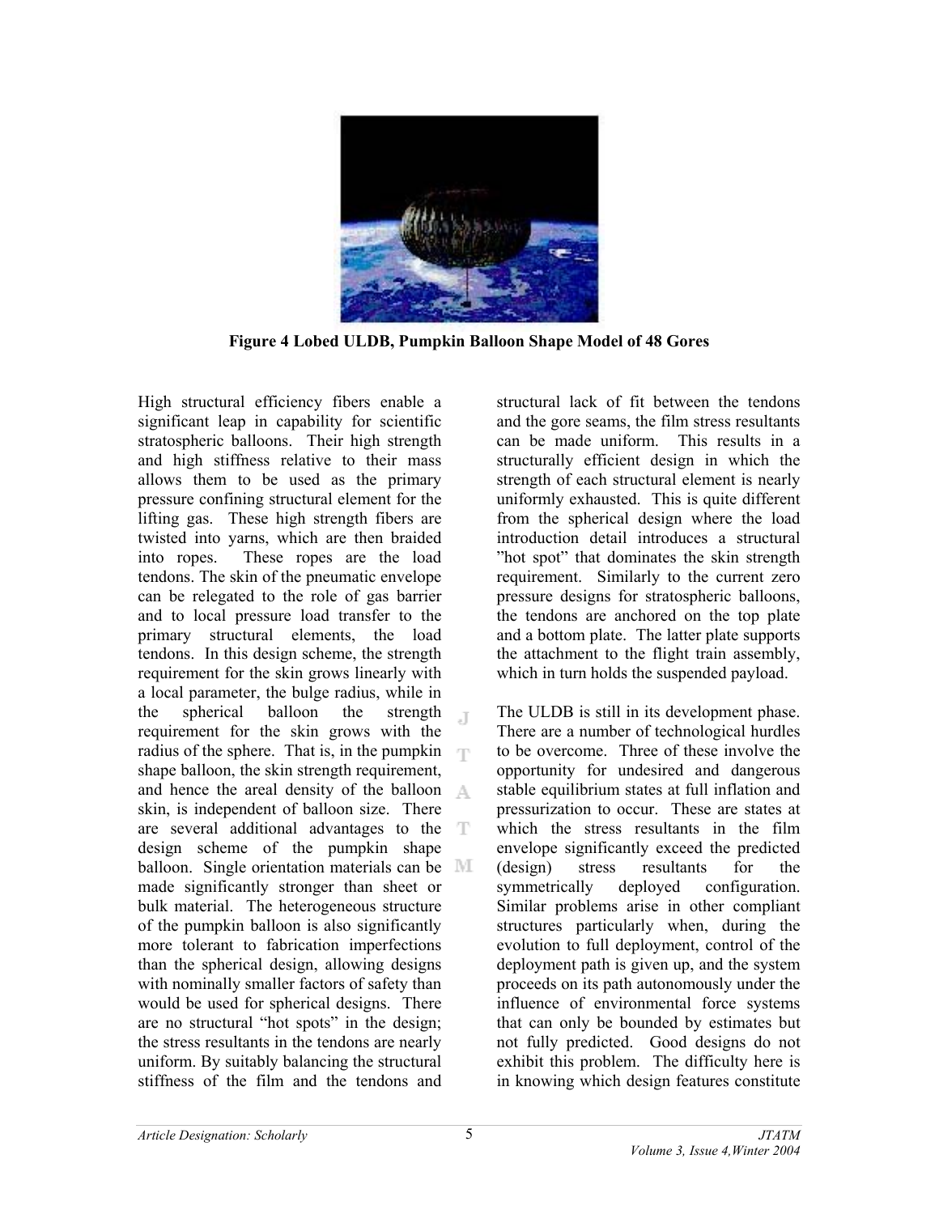**Figure 4 Lobed ULDB, Pumpkin Balloon Shape Model of 48 Gores**

High structural efficiency fibers enable a significant leap in capability for scientific stratospheric balloons. Their high strength and high stiffness relative to their mass allows them to be used as the primary pressure confining structural element for the lifting gas. These high strength fibers are twisted into yarns, which are then braided into ropes. These ropes are the load tendons. The skin of the pneumatic envelope can be relegated to the role of gas barrier and to local pressure load transfer to the primary structural elements, the load tendons. In this design scheme, the strength requirement for the skin grows linearly with a local parameter, the bulge radius, while in the spherical balloon the strength requirement for the skin grows with the radius of the sphere. That is, in the pumpkin shape balloon, the skin strength requirement, and hence the areal density of the balloon skin, is independent of balloon size. There are several additional advantages to the design scheme of the pumpkin shape balloon. Single orientation materials can be made significantly stronger than sheet or bulk material. The heterogeneous structure of the pumpkin balloon is also significantly more tolerant to fabrication imperfections than the spherical design, allowing designs with nominally smaller factors of safety than would be used for spherical designs. There are no structural "hot spots" in the design; the stress resultants in the tendons are nearly uniform. By suitably balancing the structural stiffness of the film and the tendons and structural lack of fit between the tendons and the gore seams, the film stress resultants can be made uniform. This results in a structurally efficient design in which the strength of each structural element is nearly uniformly exhausted. This is quite different from the spherical design where the load introduction detail introduces a structural "hot spot" that dominates the skin strength requirement. Similarly to the current zero pressure designs for stratospheric balloons, the tendons are anchored on the top plate and a bottom plate. The latter plate supports the attachment to the flight train assembly, which in turn holds the suspended payload.

The ULDB is still in its development phase. There are a number of technological hurdles to be overcome. Three of these involve the opportunity for undesired and dangerous stable equilibrium states at full inflation and pressurization to occur. These are states at which the stress resultants in the film envelope significantly exceed the predicted (design) stress resultants for the symmetrically deployed configuration. Similar problems arise in other compliant structures particularly when, during the evolution to full deployment, control of the deployment path is given up, and the system proceeds on its path autonomously under the influence of environmental force systems that can only be bounded by estimates but not fully predicted. Good designs do not exhibit this problem. The difficulty here is in knowing which design features constitute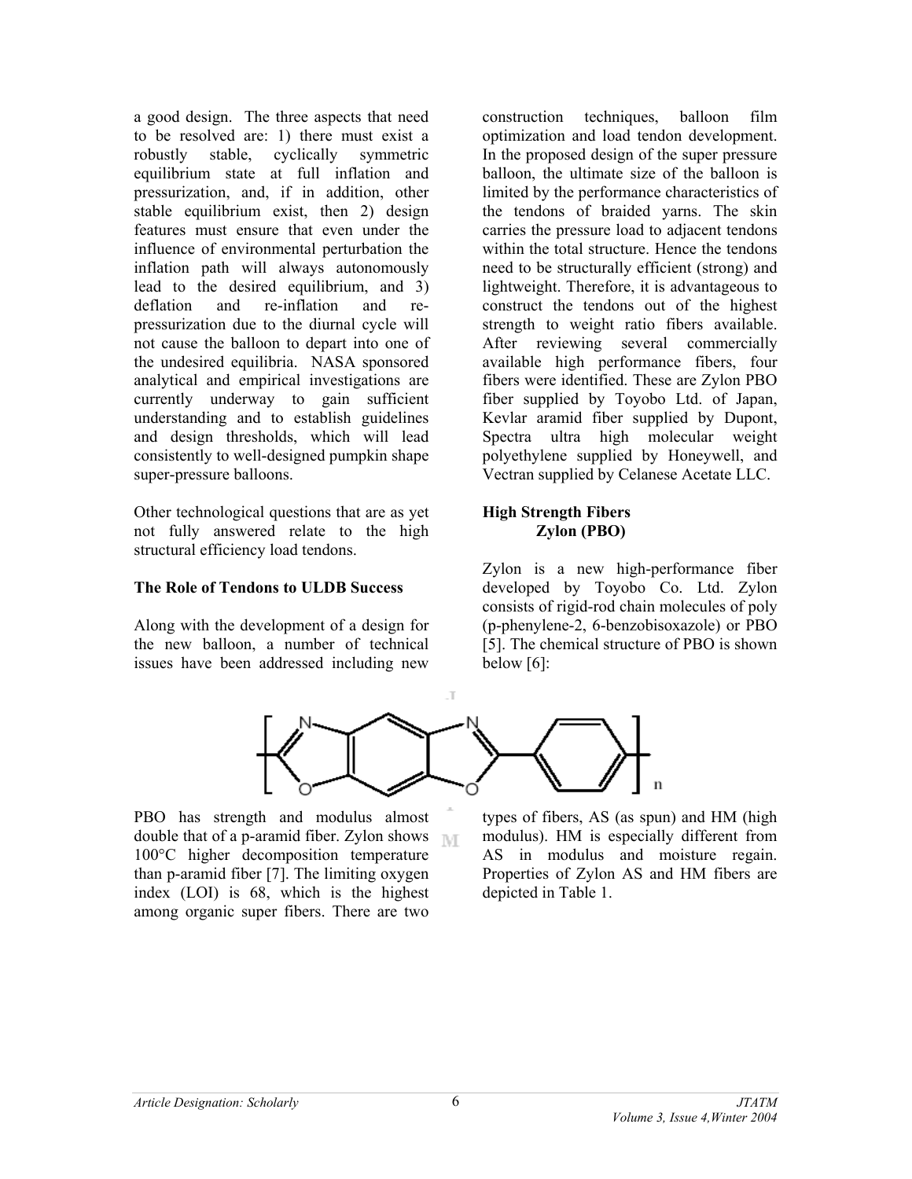a good design. The three aspects that need to be resolved are: 1) there must exist a robustly stable, cyclically symmetric equilibrium state at full inflation and pressurization, and, if in addition, other stable equilibrium exist, then 2) design features must ensure that even under the influence of environmental perturbation the inflation path will always autonomously lead to the desired equilibrium, and 3) deflation and re-inflation and re-pressurization due to the diurnal cycle will not cause the balloon to depart into one of the undesired equilibria. NASA sponsored analytical and empirical investigations are currently underway to gain sufficient understanding and to establish guidelines and design thresholds, which will lead consistently to well-designed pumpkin shape super-pressure balloons.

Other technological questions that are as yet not fully answered relate to the high structural efficiency load tendons.

**The Role of Tendons to ULDB Success**

Along with the development of a design for the new balloon, a number of technical issues have been addressed including new construction techniques, balloon film optimization and load tendon development. In the proposed design of the super pressure balloon, the ultimate size of the balloon is limited by the performance characteristics of the tendons of braided yarns. The skin carries the pressure load to adjacent tendons within the total structure. Hence the tendons need to be structurally efficient (strong) and lightweight. Therefore, it is advantageous to construct the tendons out of the highest strength to weight ratio fibers available. After reviewing several commercially available high performance fibers, four fibers were identified. These are Zylon PBO fiber supplied by Toyobo Ltd. of Japan, Kevlar aramid fiber supplied by Dupont, Spectra ultra high molecular weight polyethylene supplied by Honeywell, and Vectran supplied by Celanese Acetate LLC.

**High Strength Fibers**

**Zylon (PBO)**

Zylon is a new high-performance fiber developed by Toyobo Co. Ltd. Zylon consists of rigid-rod chain molecules of poly (p-phenylene-2, 6-benzobisoxazole) or PBO [5]. The chemical structure of PBO is shown below [6]:

PBO has strength and modulus almost double that of a p-aramid fiber. Zylon shows 100°C higher decomposition temperature than p-aramid fiber [7]. The limiting oxygen index (LOI) is 68, which is the highest among organic super fibers. There are two types of fibers, AS (as spun) and HM (high modulus). HM is especially different from AS in modulus and moisture regain. Properties of Zylon AS and HM fibers are depicted in Table 1.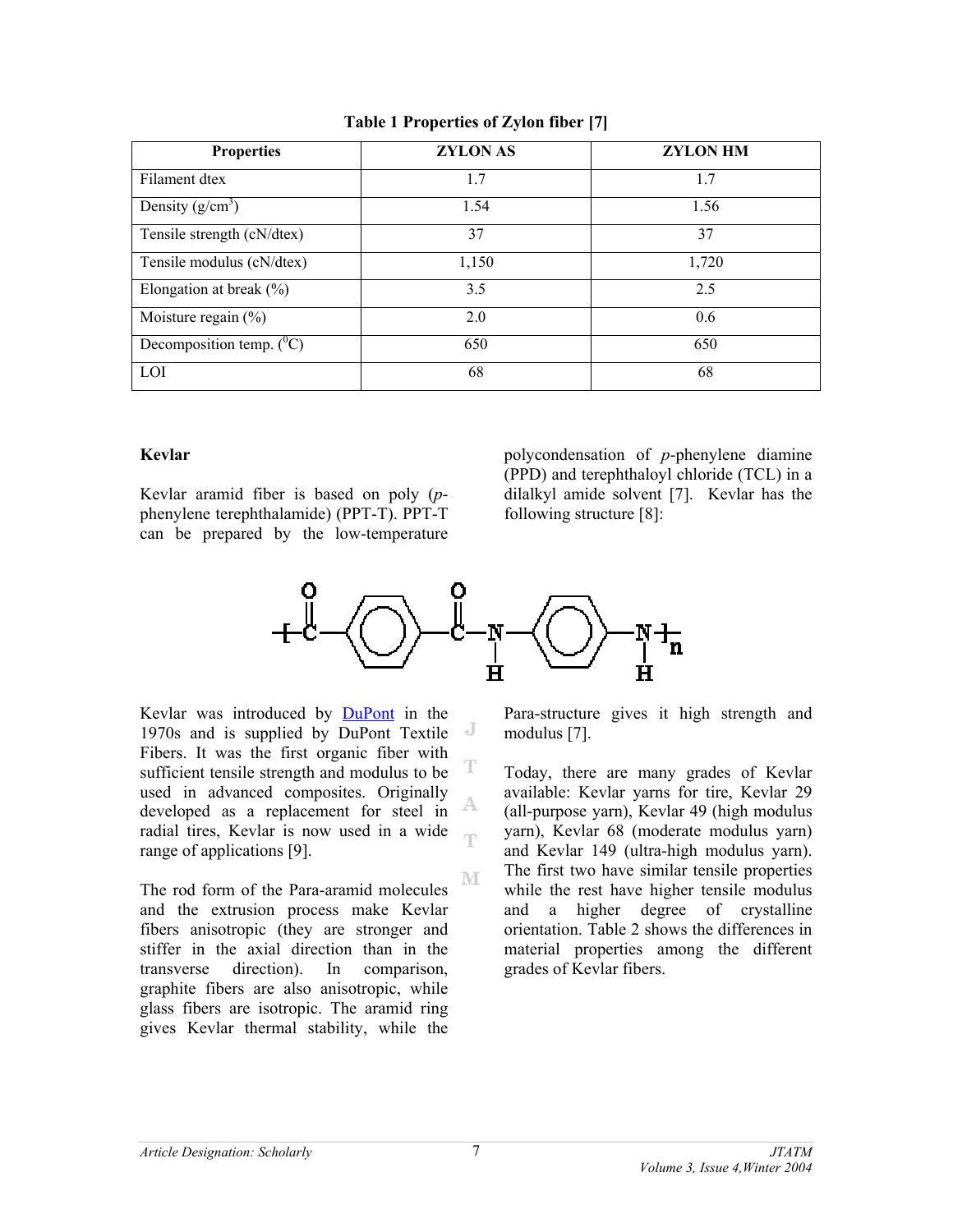**Table 1 Properties of Zylon fiber [7]**

| Properties | ZYLON AS | ZYLON HM |
|---|---|---|
| Filament dtex | 1.7 | 1.7 |
| Density (g/cm$^3$) | 1.54 | 1.56 |
| Tensile strength (cN/dtex) | 37 | 37 |
| Tensile modulus (cN/dtex) | 1,150 | 1,720 |
| Elongation at break (%) | 3.5 | 2.5 |
| Moisture regain (%) | 2.0 | 0.6 |
| Decomposition temp. ($^0$C) | 650 | 650 |
| LOI | 68 | 68 |

**Kevlar**

Kevlar aramid fiber is based on poly (*p*-phenylene terephthalamide) (PPT-T). PPT-T can be prepared by the low-temperature polycondensation of *p*-phenylene diamine (PPD) and terephthaloyl chloride (TCL) in a dilalkyl amide solvent [7]. Kevlar has the following structure [8]:

$$\left[ -\overset{O}{\overset{\|}{C}} - C_6H_4 - \overset{O}{\overset{\|}{C}} - \underset{H}{\underset{|}{N}} - C_6H_4 - \underset{H}{\underset{|}{N}} - \right]_n$$

Kevlar was introduced by DuPont in the 1970s and is supplied by DuPont Textile Fibers. It was the first organic fiber with sufficient tensile strength and modulus to be used in advanced composites. Originally developed as a replacement for steel in radial tires, Kevlar is now used in a wide range of applications [9].

The rod form of the Para-aramid molecules and the extrusion process make Kevlar fibers anisotropic (they are stronger and stiffer in the axial direction than in the transverse direction). In comparison, graphite fibers are also anisotropic, while glass fibers are isotropic. The aramid ring gives Kevlar thermal stability, while the Para-structure gives it high strength and modulus [7].

Today, there are many grades of Kevlar available: Kevlar yarns for tire, Kevlar 29 (all-purpose yarn), Kevlar 49 (high modulus yarn), Kevlar 68 (moderate modulus yarn) and Kevlar 149 (ultra-high modulus yarn). The first two have similar tensile properties while the rest have higher tensile modulus and a higher degree of crystalline orientation. Table 2 shows the differences in material properties among the different grades of Kevlar fibers.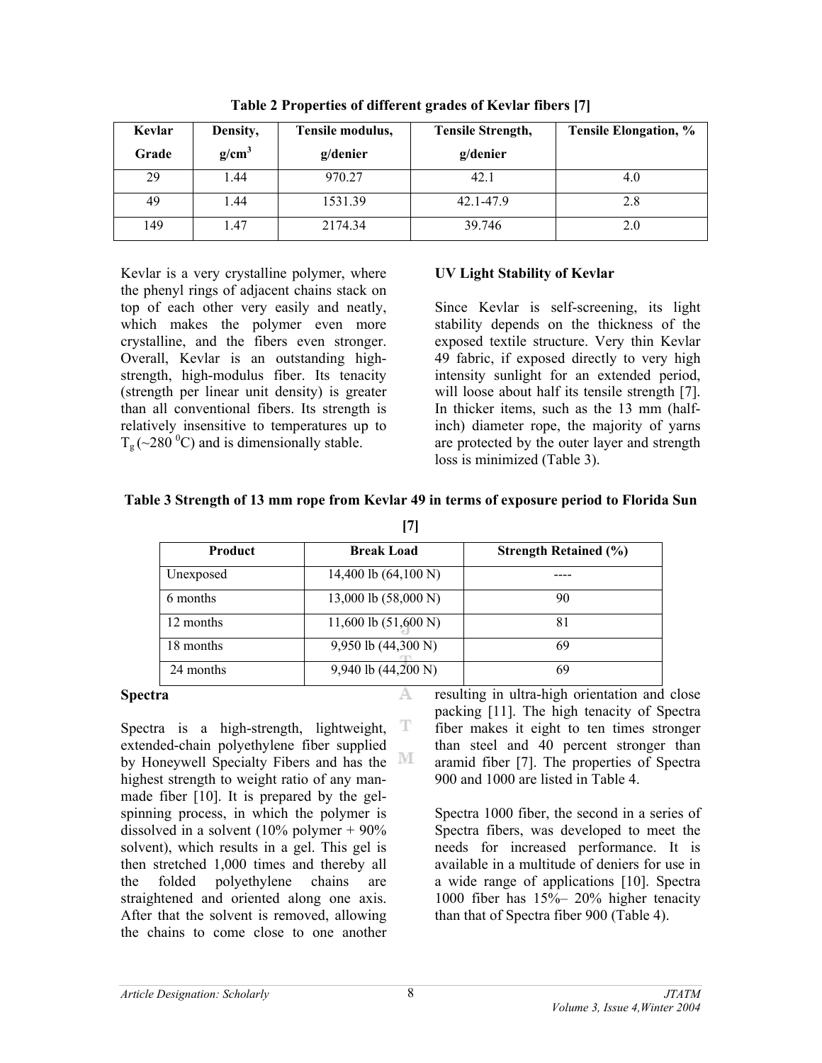**Table 2 Properties of different grades of Kevlar fibers [7]**

| Kevlar Grade | Density, $g/cm^3$ | Tensile modulus, g/denier | Tensile Strength, g/denier | Tensile Elongation, % |
|---|---|---|---|---|
| 29 | 1.44 | 970.27 | 42.1 | 4.0 |
| 49 | 1.44 | 1531.39 | 42.1-47.9 | 2.8 |
| 149 | 1.47 | 2174.34 | 39.746 | 2.0 |

Kevlar is a very crystalline polymer, where the phenyl rings of adjacent chains stack on top of each other very easily and neatly, which makes the polymer even more crystalline, and the fibers even stronger. Overall, Kevlar is an outstanding high-strength, high-modulus fiber. Its tenacity (strength per linear unit density) is greater than all conventional fibers. Its strength is relatively insensitive to temperatures up to $T_g$ (~280 $^0$C) and is dimensionally stable.

**UV Light Stability of Kevlar**

Since Kevlar is self-screening, its light stability depends on the thickness of the exposed textile structure. Very thin Kevlar 49 fabric, if exposed directly to very high intensity sunlight for an extended period, will loose about half its tensile strength [7]. In thicker items, such as the 13 mm (half-inch) diameter rope, the majority of yarns are protected by the outer layer and strength loss is minimized (Table 3).

**Table 3 Strength of 13 mm rope from Kevlar 49 in terms of exposure period to Florida Sun [7]**

| Product | Break Load | Strength Retained (%) |
|---|---|---|
| Unexposed | 14,400 lb (64,100 N) | ---- |
| 6 months | 13,000 lb (58,000 N) | 90 |
| 12 months | 11,600 lb (51,600 N) | 81 |
| 18 months | 9,950 lb (44,300 N) | 69 |
| 24 months | 9,940 lb (44,200 N) | 69 |

**Spectra**

Spectra is a high-strength, lightweight, extended-chain polyethylene fiber supplied by Honeywell Specialty Fibers and has the highest strength to weight ratio of any man-made fiber [10]. It is prepared by the gel-spinning process, in which the polymer is dissolved in a solvent (10% polymer + 90% solvent), which results in a gel. This gel is then stretched 1,000 times and thereby all the folded polyethylene chains are straightened and oriented along one axis. After that the solvent is removed, allowing the chains to come close to one another resulting in ultra-high orientation and close packing [11]. The high tenacity of Spectra fiber makes it eight to ten times stronger than steel and 40 percent stronger than aramid fiber [7]. The properties of Spectra 900 and 1000 are listed in Table 4.

Spectra 1000 fiber, the second in a series of Spectra fibers, was developed to meet the needs for increased performance. It is available in a multitude of deniers for use in a wide range of applications [10]. Spectra 1000 fiber has 15%– 20% higher tenacity than that of Spectra fiber 900 (Table 4).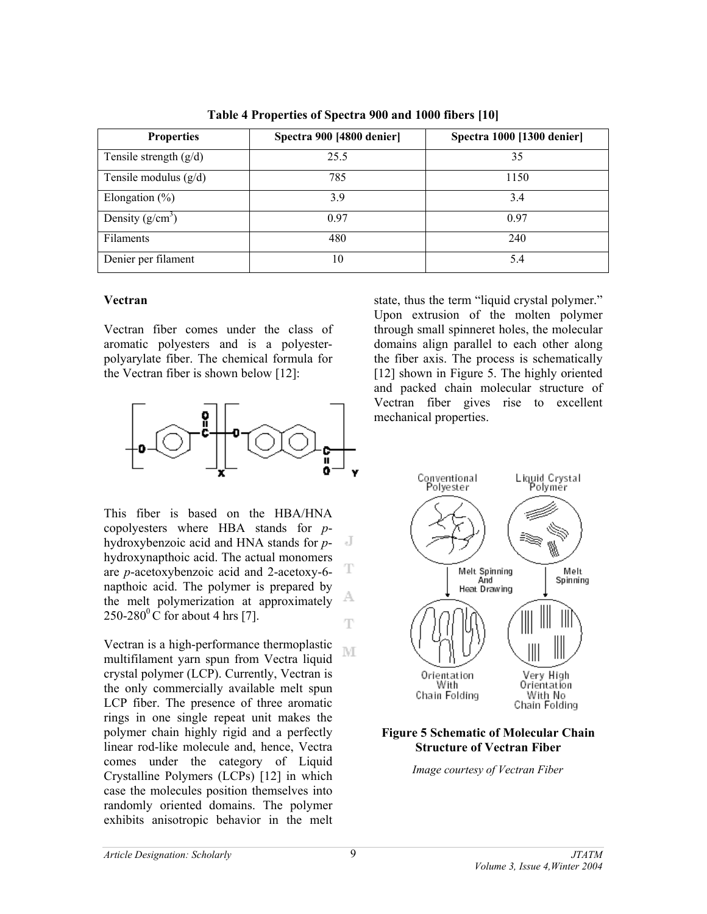**Table 4 Properties of Spectra 900 and 1000 fibers [10]**

| Properties | Spectra 900 [4800 denier] | Spectra 1000 [1300 denier] |
|---|---|---|
| Tensile strength (g/d) | 25.5 | 35 |
| Tensile modulus (g/d) | 785 | 1150 |
| Elongation (%) | 3.9 | 3.4 |
| Density (g/cm$^3$) | 0.97 | 0.97 |
| Filaments | 480 | 240 |
| Denier per filament | 10 | 5.4 |

### Vectran

Vectran fiber comes under the class of aromatic polyesters and is a polyester-polyarylate fiber. The chemical formula for the Vectran fiber is shown below [12]:

This fiber is based on the HBA/HNA copolyesters where HBA stands for *p*-hydroxybenzoic acid and HNA stands for *p*-hydroxynapthoic acid. The actual monomers are *p*-acetoxybenzoic acid and 2-acetoxy-6-napthoic acid. The polymer is prepared by the melt polymerization at approximately 250-280$^0$ C for about 4 hrs [7].

Vectran is a high-performance thermoplastic multifilament yarn spun from Vectra liquid crystal polymer (LCP). Currently, Vectran is the only commercially available melt spun LCP fiber. The presence of three aromatic rings in one single repeat unit makes the polymer chain highly rigid and a perfectly linear rod-like molecule and, hence, Vectra comes under the category of Liquid Crystalline Polymers (LCPs) [12] in which case the molecules position themselves into randomly oriented domains. The polymer exhibits anisotropic behavior in the melt state, thus the term "liquid crystal polymer." Upon extrusion of the molten polymer through small spinneret holes, the molecular domains align parallel to each other along the fiber axis. The process is schematically [12] shown in Figure 5. The highly oriented and packed chain molecular structure of Vectran fiber gives rise to excellent mechanical properties.

**Figure 5 Schematic of Molecular Chain Structure of Vectran Fiber**

*Image courtesy of Vectran Fiber*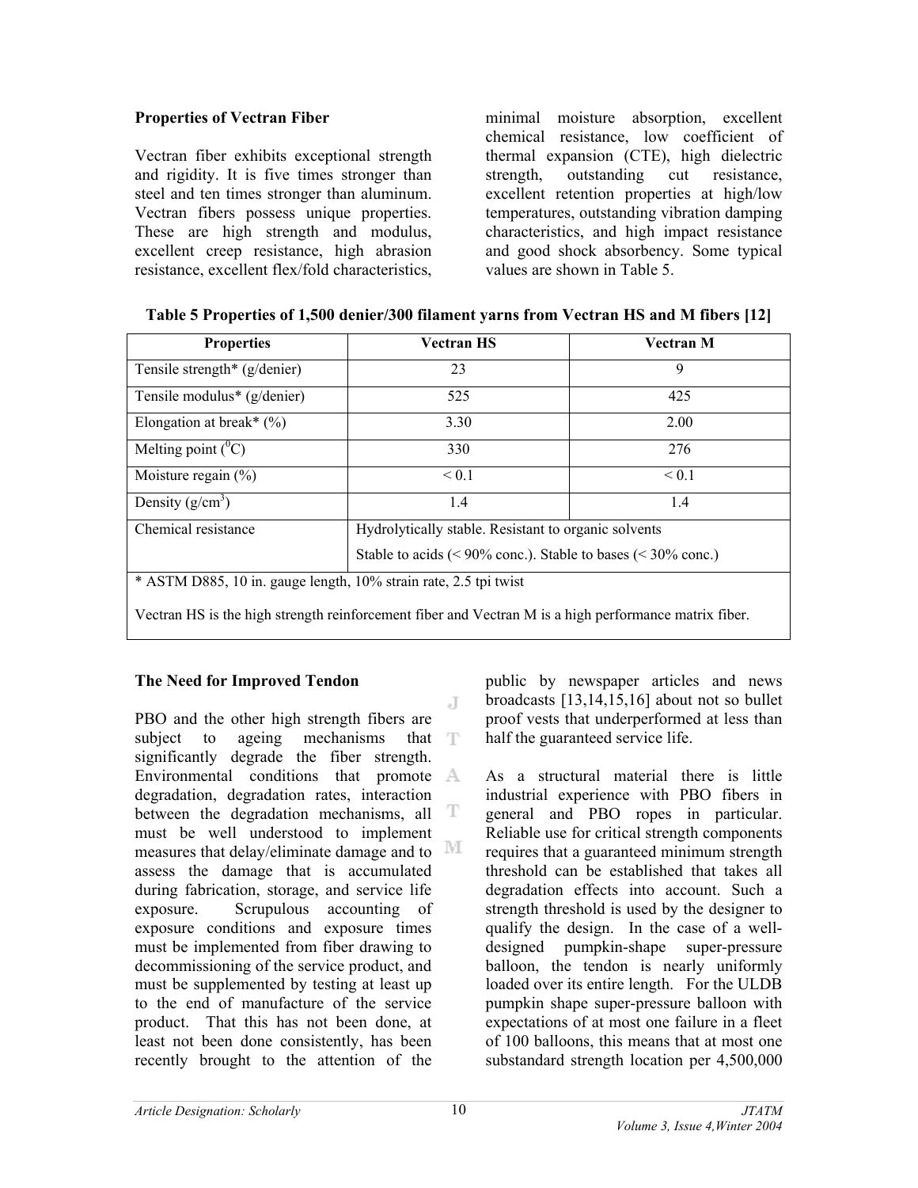### Properties of Vectran Fiber

Vectran fiber exhibits exceptional strength and rigidity. It is five times stronger than steel and ten times stronger than aluminum. Vectran fibers possess unique properties. These are high strength and modulus, excellent creep resistance, high abrasion resistance, excellent flex/fold characteristics, minimal moisture absorption, excellent chemical resistance, low coefficient of thermal expansion (CTE), high dielectric strength, outstanding cut resistance, excellent retention properties at high/low temperatures, outstanding vibration damping characteristics, and high impact resistance and good shock absorbency. Some typical values are shown in Table 5.

**Table 5 Properties of 1,500 denier/300 filament yarns from Vectran HS and M fibers [12]**

| Properties | Vectran HS | Vectran M |
|---|---|---|
| Tensile strength* (g/denier) | 23 | 9 |
| Tensile modulus* (g/denier) | 525 | 425 |
| Elongation at break* (%) | 3.30 | 2.00 |
| Melting point ($^0$C) | 330 | 276 |
| Moisture regain (%) | < 0.1 | < 0.1 |
| Density (g/cm$^3$) | 1.4 | 1.4 |
| Chemical resistance | Hydrolytically stable. Resistant to organic solvents. Stable to acids (< 90% conc.). Stable to bases (< 30% conc.) | |

* ASTM D885, 10 in. gauge length, 10% strain rate, 2.5 tpi twist

Vectran HS is the high strength reinforcement fiber and Vectran M is a high performance matrix fiber.

### The Need for Improved Tendon

PBO and the other high strength fibers are subject to ageing mechanisms that significantly degrade the fiber strength. Environmental conditions that promote degradation, degradation rates, interaction between the degradation mechanisms, all must be well understood to implement measures that delay/eliminate damage and to assess the damage that is accumulated during fabrication, storage, and service life exposure. Scrupulous accounting of exposure conditions and exposure times must be implemented from fiber drawing to decommissioning of the service product, and must be supplemented by testing at least up to the end of manufacture of the service product. That this has not been done, at least not been done consistently, has been recently brought to the attention of the public by newspaper articles and news broadcasts [13,14,15,16] about not so bullet proof vests that underperformed at less than half the guaranteed service life.

As a structural material there is little industrial experience with PBO fibers in general and PBO ropes in particular. Reliable use for critical strength components requires that a guaranteed minimum strength threshold can be established that takes all degradation effects into account. Such a strength threshold is used by the designer to qualify the design. In the case of a well-designed pumpkin-shape super-pressure balloon, the tendon is nearly uniformly loaded over its entire length. For the ULDB pumpkin shape super-pressure balloon with expectations of at most one failure in a fleet of 100 balloons, this means that at most one substandard strength location per 4,500,000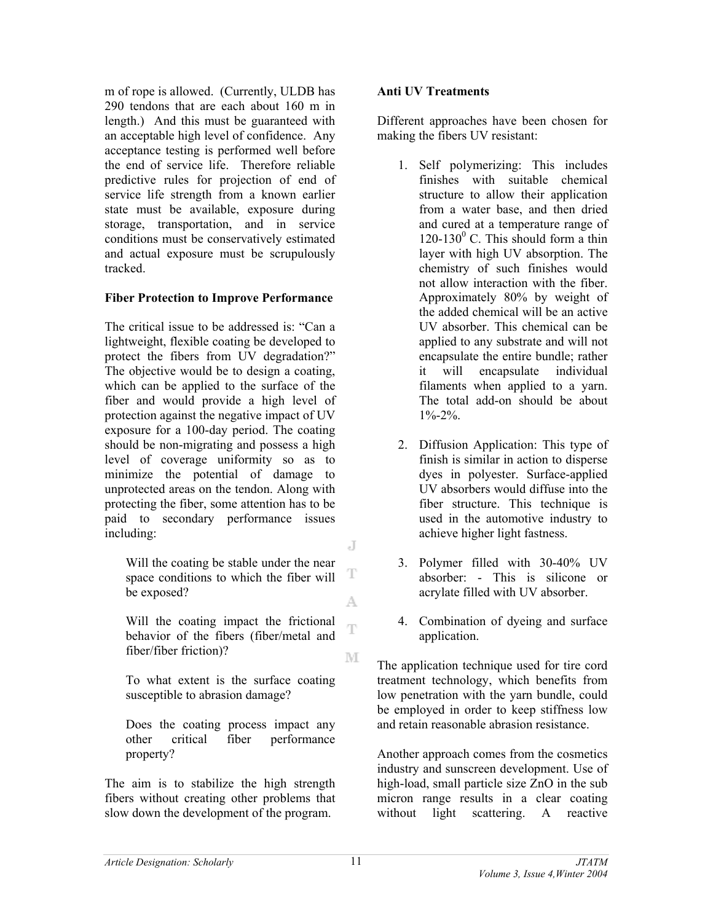m of rope is allowed. (Currently, ULDB has 290 tendons that are each about 160 m in length.) And this must be guaranteed with an acceptable high level of confidence. Any acceptance testing is performed well before the end of service life. Therefore reliable predictive rules for projection of end of service life strength from a known earlier state must be available, exposure during storage, transportation, and in service conditions must be conservatively estimated and actual exposure must be scrupulously tracked.

**Fiber Protection to Improve Performance**

The critical issue to be addressed is: "Can a lightweight, flexible coating be developed to protect the fibers from UV degradation?" The objective would be to design a coating, which can be applied to the surface of the fiber and would provide a high level of protection against the negative impact of UV exposure for a 100-day period. The coating should be non-migrating and possess a high level of coverage uniformity so as to minimize the potential of damage to unprotected areas on the tendon. Along with protecting the fiber, some attention has to be paid to secondary performance issues including:

> Will the coating be stable under the near space conditions to which the fiber will be exposed?
>
> Will the coating impact the frictional behavior of the fibers (fiber/metal and fiber/fiber friction)?
>
> To what extent is the surface coating susceptible to abrasion damage?
>
> Does the coating process impact any other critical fiber performance property?

The aim is to stabilize the high strength fibers without creating other problems that slow down the development of the program.

**Anti UV Treatments**

Different approaches have been chosen for making the fibers UV resistant:

1. Self polymerizing: This includes finishes with suitable chemical structure to allow their application from a water base, and then dried and cured at a temperature range of 120-130$^0$ C. This should form a thin layer with high UV absorption. The chemistry of such finishes would not allow interaction with the fiber. Approximately 80% by weight of the added chemical will be an active UV absorber. This chemical can be applied to any substrate and will not encapsulate the entire bundle; rather it will encapsulate individual filaments when applied to a yarn. The total add-on should be about 1%-2%.

2. Diffusion Application: This type of finish is similar in action to disperse dyes in polyester. Surface-applied UV absorbers would diffuse into the fiber structure. This technique is used in the automotive industry to achieve higher light fastness.

3. Polymer filled with 30-40% UV absorber: - This is silicone or acrylate filled with UV absorber.

4. Combination of dyeing and surface application.

The application technique used for tire cord treatment technology, which benefits from low penetration with the yarn bundle, could be employed in order to keep stiffness low and retain reasonable abrasion resistance.

Another approach comes from the cosmetics industry and sunscreen development. Use of high-load, small particle size ZnO in the sub micron range results in a clear coating without light scattering. A reactive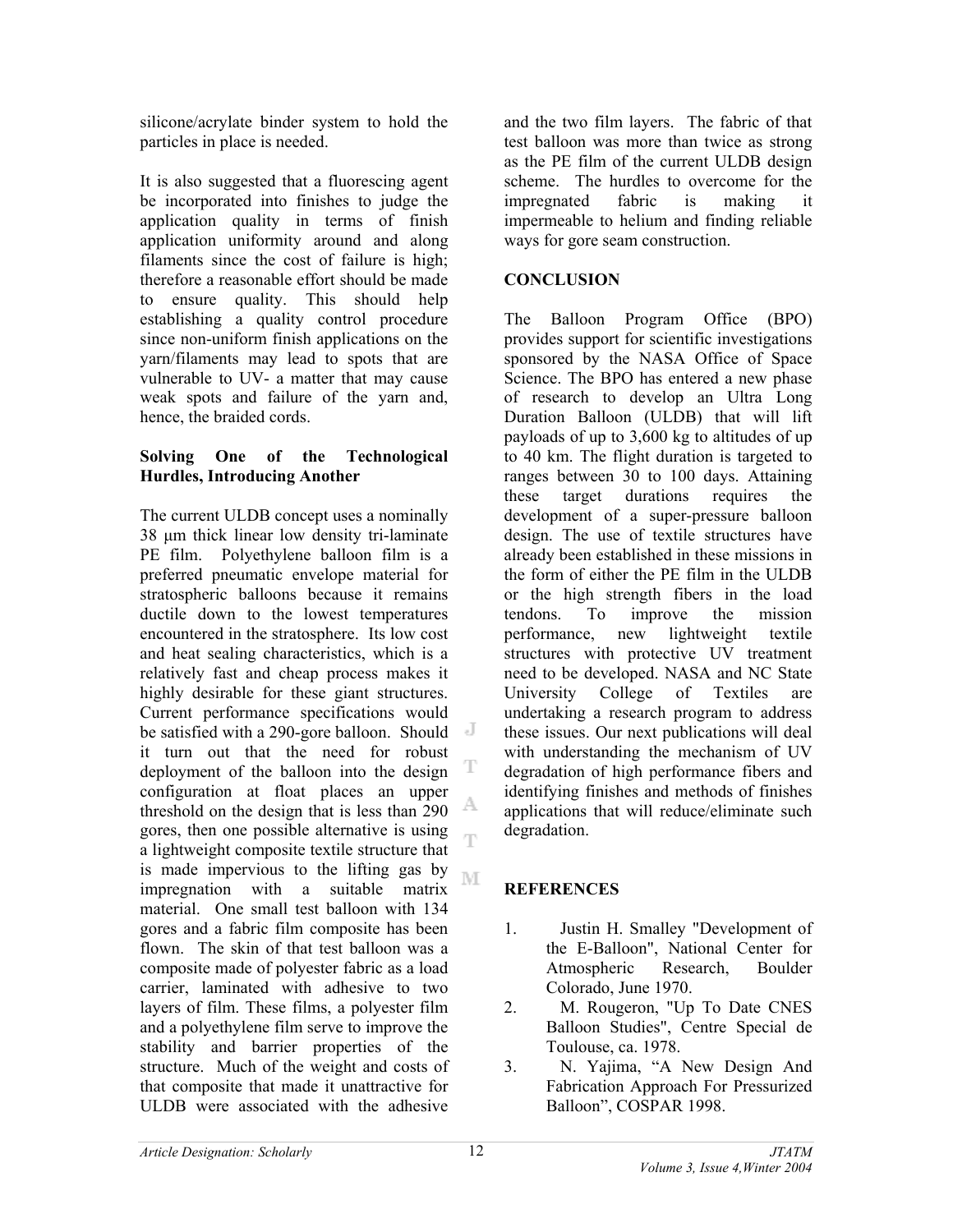silicone/acrylate binder system to hold the particles in place is needed.

It is also suggested that a fluorescing agent be incorporated into finishes to judge the application quality in terms of finish application uniformity around and along filaments since the cost of failure is high; therefore a reasonable effort should be made to ensure quality. This should help establishing a quality control procedure since non-uniform finish applications on the yarn/filaments may lead to spots that are vulnerable to UV- a matter that may cause weak spots and failure of the yarn and, hence, the braided cords.

### Solving One of the Technological Hurdles, Introducing Another

The current ULDB concept uses a nominally 38 μm thick linear low density tri-laminate PE film. Polyethylene balloon film is a preferred pneumatic envelope material for stratospheric balloons because it remains ductile down to the lowest temperatures encountered in the stratosphere. Its low cost and heat sealing characteristics, which is a relatively fast and cheap process makes it highly desirable for these giant structures. Current performance specifications would be satisfied with a 290-gore balloon. Should it turn out that the need for robust deployment of the balloon into the design configuration at float places an upper threshold on the design that is less than 290 gores, then one possible alternative is using a lightweight composite textile structure that is made impervious to the lifting gas by impregnation with a suitable matrix material. One small test balloon with 134 gores and a fabric film composite has been flown. The skin of that test balloon was a composite made of polyester fabric as a load carrier, laminated with adhesive to two layers of film. These films, a polyester film and a polyethylene film serve to improve the stability and barrier properties of the structure. Much of the weight and costs of that composite that made it unattractive for ULDB were associated with the adhesive and the two film layers. The fabric of that test balloon was more than twice as strong as the PE film of the current ULDB design scheme. The hurdles to overcome for the impregnated fabric is making it impermeable to helium and finding reliable ways for gore seam construction.

## CONCLUSION

The Balloon Program Office (BPO) provides support for scientific investigations sponsored by the NASA Office of Space Science. The BPO has entered a new phase of research to develop an Ultra Long Duration Balloon (ULDB) that will lift payloads of up to 3,600 kg to altitudes of up to 40 km. The flight duration is targeted to ranges between 30 to 100 days. Attaining these target durations requires the development of a super-pressure balloon design. The use of textile structures have already been established in these missions in the form of either the PE film in the ULDB or the high strength fibers in the load tendons. To improve the mission performance, new lightweight textile structures with protective UV treatment need to be developed. NASA and NC State University College of Textiles are undertaking a research program to address these issues. Our next publications will deal with understanding the mechanism of UV degradation of high performance fibers and identifying finishes and methods of finishes applications that will reduce/eliminate such degradation.

## REFERENCES

1. Justin H. Smalley "Development of the E-Balloon", National Center for Atmospheric Research, Boulder Colorado, June 1970.
2. M. Rougeron, "Up To Date CNES Balloon Studies", Centre Special de Toulouse, ca. 1978.
3. N. Yajima, "A New Design And Fabrication Approach For Pressurized Balloon", COSPAR 1998.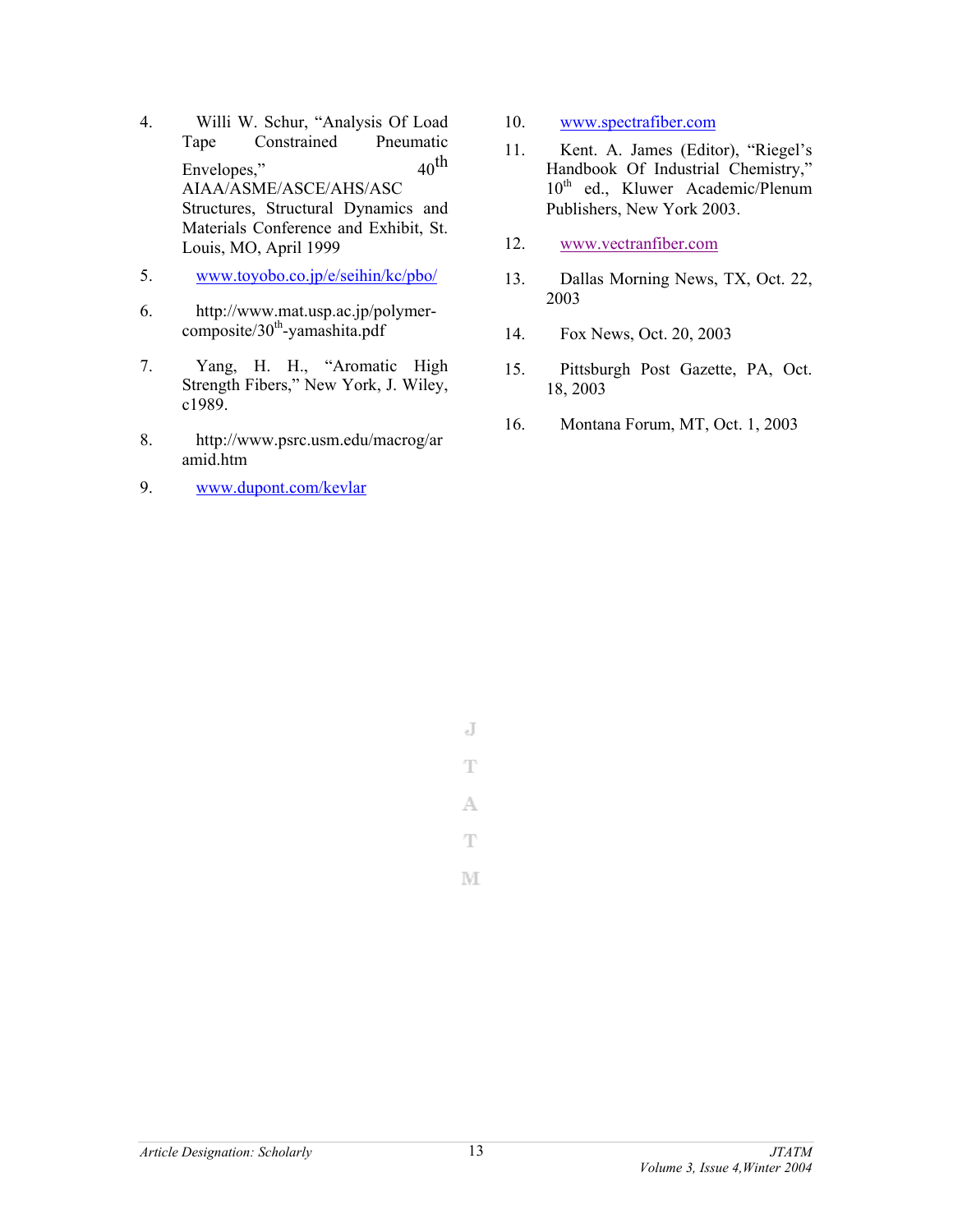4. Willi W. Schur, "Analysis Of Load Tape Constrained Pneumatic Envelopes," 40th AIAA/ASME/ASCE/AHS/ASC Structures, Structural Dynamics and Materials Conference and Exhibit, St. Louis, MO, April 1999

5. www.toyobo.co.jp/e/seihin/kc/pbo/

6. http://www.mat.usp.ac.jp/polymer-composite/30th-yamashita.pdf

7. Yang, H. H., "Aromatic High Strength Fibers," New York, J. Wiley, c1989.

8. http://www.psrc.usm.edu/macrog/aramid.htm

9. www.dupont.com/kevlar

10. www.spectrafiber.com

11. Kent. A. James (Editor), "Riegel's Handbook Of Industrial Chemistry," 10th ed., Kluwer Academic/Plenum Publishers, New York 2003.

12. www.vectranfiber.com

13. Dallas Morning News, TX, Oct. 22, 2003

14. Fox News, Oct. 20, 2003

15. Pittsburgh Post Gazette, PA, Oct. 18, 2003

16. Montana Forum, MT, Oct. 1, 2003